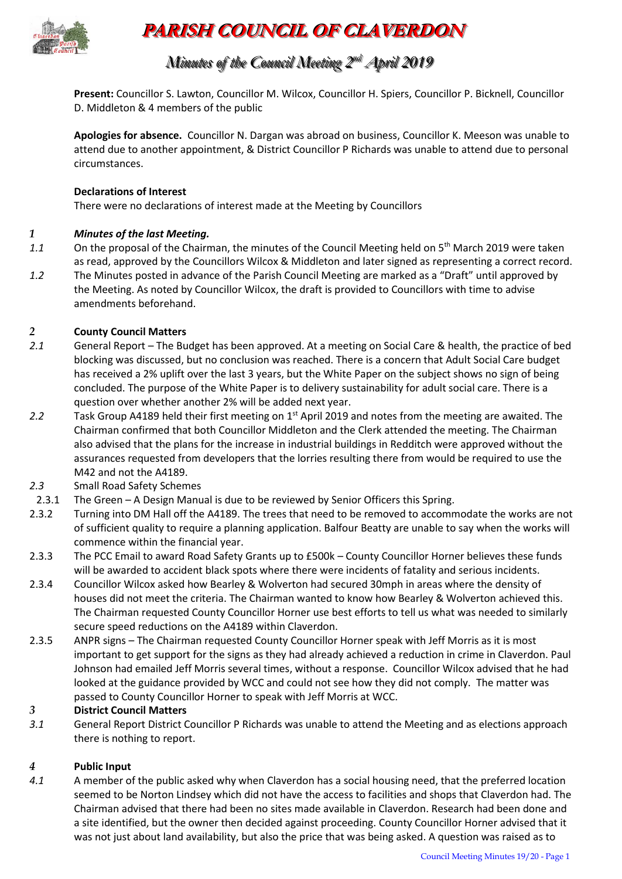# PARISH COUNCIL OF CLAVERDON

## Minutes of the Council Meeting 2nd April 2019

**Present:** Councillor S. Lawton, Councillor M. Wilcox, Councillor H. Spiers, Councillor P. Bicknell, Councillor D. Middleton & 4 members of the public

**Apologies for absence.** Councillor N. Dargan was abroad on business, Councillor K. Meeson was unable to attend due to another appointment, & District Councillor P Richards was unable to attend due to personal circumstances.

**Declarations of Interest**

There were no declarations of interest made at the Meeting by Councillors

### *1 Minutes of the last Meeting.*

*1.1* On the proposal of the Chairman, the minutes of the Council Meeting held on 5th March 2019 were taken as read, approved by the Councillors Wilcox & Middleton and later signed as representing a correct record.

*1.2* The Minutes posted in advance of the Parish Council Meeting are marked as a "Draft" until approved by the Meeting. As noted by Councillor Wilcox, the draft is provided to Councillors with time to advise amendments beforehand.

### *2* County Council Matters

*2.1* General Report – The Budget has been approved. At a meeting on Social Care & health, the practice of bed blocking was discussed, but no conclusion was reached. There is a concern that Adult Social Care budget has received a 2% uplift over the last 3 years, but the White Paper on the subject shows no sign of being concluded. The purpose of the White Paper is to delivery sustainability for adult social care. There is a question over whether another 2% will be added next year.

*2.2* Task Group A4189 held their first meeting on 1st April 2019 and notes from the meeting are awaited. The Chairman confirmed that both Councillor Middleton and the Clerk attended the meeting. The Chairman also advised that the plans for the increase in industrial buildings in Redditch were approved without the assurances requested from developers that the lorries resulting there from would be required to use the M42 and not the A4189.

*2.3* Small Road Safety Schemes

2.3.1 The Green – A Design Manual is due to be reviewed by Senior Officers this Spring.

2.3.2 Turning into DM Hall off the A4189. The trees that need to be removed to accommodate the works are not of sufficient quality to require a planning application. Balfour Beatty are unable to say when the works will commence within the financial year.

2.3.3 The PCC Email to award Road Safety Grants up to £500k – County Councillor Horner believes these funds will be awarded to accident black spots where there were incidents of fatality and serious incidents.

2.3.4 Councillor Wilcox asked how Bearley & Wolverton had secured 30mph in areas where the density of houses did not meet the criteria. The Chairman wanted to know how Bearley & Wolverton achieved this. The Chairman requested County Councillor Horner use best efforts to tell us what was needed to similarly secure speed reductions on the A4189 within Claverdon.

2.3.5 ANPR signs – The Chairman requested County Councillor Horner speak with Jeff Morris as it is most important to get support for the signs as they had already achieved a reduction in crime in Claverdon. Paul Johnson had emailed Jeff Morris several times, without a response. Councillor Wilcox advised that he had looked at the guidance provided by WCC and could not see how they did not comply. The matter was passed to County Councillor Horner to speak with Jeff Morris at WCC.

### *3* District Council Matters

*3.1* General Report District Councillor P Richards was unable to attend the Meeting and as elections approach there is nothing to report.

### *4* Public Input

*4.1* A member of the public asked why when Claverdon has a social housing need, that the preferred location seemed to be Norton Lindsey which did not have the access to facilities and shops that Claverdon had. The Chairman advised that there had been no sites made available in Claverdon. Research had been done and a site identified, but the owner then decided against proceeding. County Councillor Horner advised that it was not just about land availability, but also the price that was being asked. A question was raised as to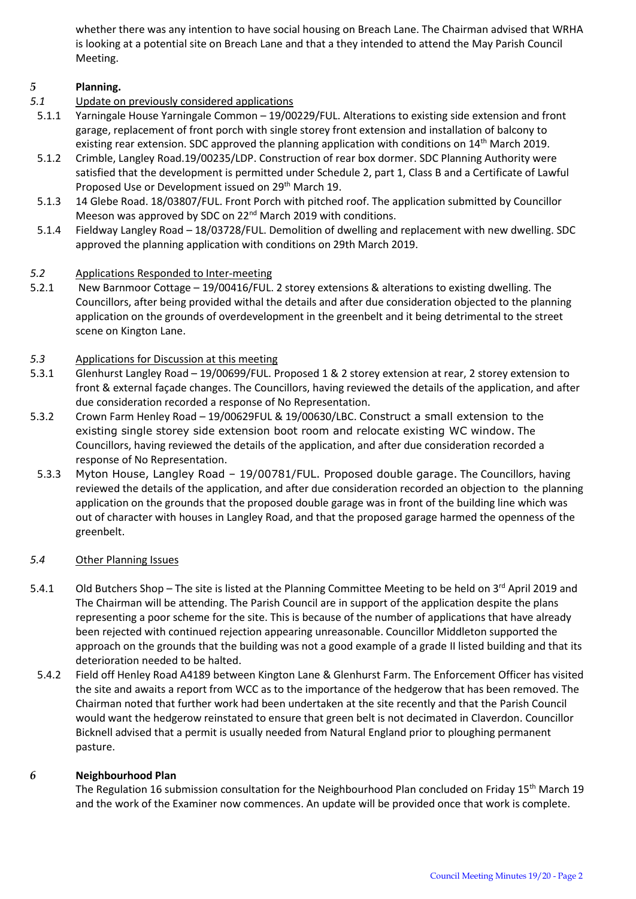whether there was any intention to have social housing on Breach Lane. The Chairman advised that WRHA is looking at a potential site on Breach Lane and that a they intended to attend the May Parish Council Meeting.

## 5 Planning.

### 5.1 Update on previously considered applications

5.1.1 Yarningale House Yarningale Common – 19/00229/FUL. Alterations to existing side extension and front garage, replacement of front porch with single storey front extension and installation of balcony to existing rear extension. SDC approved the planning application with conditions on 14th March 2019.

5.1.2 Crimble, Langley Road.19/00235/LDP. Construction of rear box dormer. SDC Planning Authority were satisfied that the development is permitted under Schedule 2, part 1, Class B and a Certificate of Lawful Proposed Use or Development issued on 29th March 19.

5.1.3 14 Glebe Road. 18/03807/FUL. Front Porch with pitched roof. The application submitted by Councillor Meeson was approved by SDC on 22nd March 2019 with conditions.

5.1.4 Fieldway Langley Road – 18/03728/FUL. Demolition of dwelling and replacement with new dwelling. SDC approved the planning application with conditions on 29th March 2019.

### 5.2 Applications Responded to Inter-meeting

5.2.1 New Barnmoor Cottage – 19/00416/FUL. 2 storey extensions & alterations to existing dwelling. The Councillors, after being provided withal the details and after due consideration objected to the planning application on the grounds of overdevelopment in the greenbelt and it being detrimental to the street scene on Kington Lane.

### 5.3 Applications for Discussion at this meeting

5.3.1 Glenhurst Langley Road – 19/00699/FUL. Proposed 1 & 2 storey extension at rear, 2 storey extension to front & external façade changes. The Councillors, having reviewed the details of the application, and after due consideration recorded a response of No Representation.

5.3.2 Crown Farm Henley Road – 19/00629FUL & 19/00630/LBC. Construct a small extension to the existing single storey side extension boot room and relocate existing WC window. The Councillors, having reviewed the details of the application, and after due consideration recorded a response of No Representation.

5.3.3 Myton House, Langley Road – 19/00781/FUL. Proposed double garage. The Councillors, having reviewed the details of the application, and after due consideration recorded an objection to the planning application on the grounds that the proposed double garage was in front of the building line which was out of character with houses in Langley Road, and that the proposed garage harmed the openness of the greenbelt.

### 5.4 Other Planning Issues

5.4.1 Old Butchers Shop – The site is listed at the Planning Committee Meeting to be held on 3rd April 2019 and The Chairman will be attending. The Parish Council are in support of the application despite the plans representing a poor scheme for the site. This is because of the number of applications that have already been rejected with continued rejection appearing unreasonable. Councillor Middleton supported the approach on the grounds that the building was not a good example of a grade II listed building and that its deterioration needed to be halted.

5.4.2 Field off Henley Road A4189 between Kington Lane & Glenhurst Farm. The Enforcement Officer has visited the site and awaits a report from WCC as to the importance of the hedgerow that has been removed. The Chairman noted that further work had been undertaken at the site recently and that the Parish Council would want the hedgerow reinstated to ensure that green belt is not decimated in Claverdon. Councillor Bicknell advised that a permit is usually needed from Natural England prior to ploughing permanent pasture.

## 6 Neighbourhood Plan

The Regulation 16 submission consultation for the Neighbourhood Plan concluded on Friday 15th March 19 and the work of the Examiner now commences. An update will be provided once that work is complete.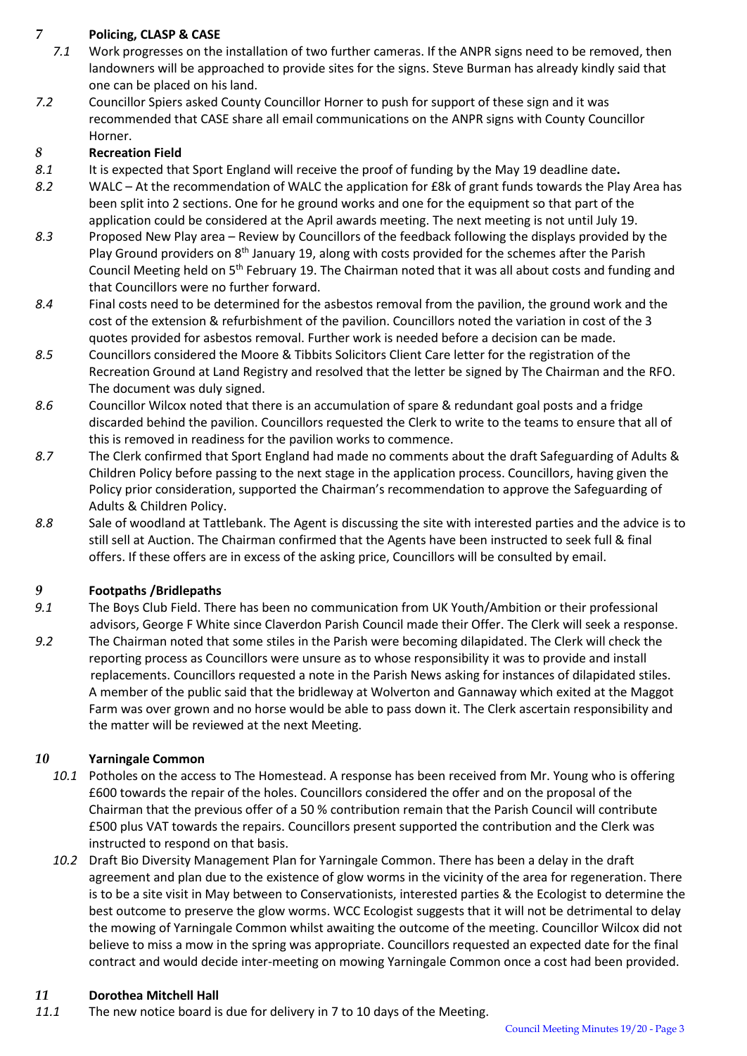**7 Policing, CLASP & CASE**

7.1 Work progresses on the installation of two further cameras. If the ANPR signs need to be removed, then landowners will be approached to provide sites for the signs. Steve Burman has already kindly said that one can be placed on his land.

7.2 Councillor Spiers asked County Councillor Horner to push for support of these sign and it was recommended that CASE share all email communications on the ANPR signs with County Councillor Horner.

**8 Recreation Field**

8.1 It is expected that Sport England will receive the proof of funding by the May 19 deadline date**.**

8.2 WALC – At the recommendation of WALC the application for £8k of grant funds towards the Play Area has been split into 2 sections. One for he ground works and one for the equipment so that part of the application could be considered at the April awards meeting. The next meeting is not until July 19.

8.3 Proposed New Play area – Review by Councillors of the feedback following the displays provided by the Play Ground providers on 8th January 19, along with costs provided for the schemes after the Parish Council Meeting held on 5th February 19. The Chairman noted that it was all about costs and funding and that Councillors were no further forward.

8.4 Final costs need to be determined for the asbestos removal from the pavilion, the ground work and the cost of the extension & refurbishment of the pavilion. Councillors noted the variation in cost of the 3 quotes provided for asbestos removal. Further work is needed before a decision can be made.

8.5 Councillors considered the Moore & Tibbits Solicitors Client Care letter for the registration of the Recreation Ground at Land Registry and resolved that the letter be signed by The Chairman and the RFO. The document was duly signed.

8.6 Councillor Wilcox noted that there is an accumulation of spare & redundant goal posts and a fridge discarded behind the pavilion. Councillors requested the Clerk to write to the teams to ensure that all of this is removed in readiness for the pavilion works to commence.

8.7 The Clerk confirmed that Sport England had made no comments about the draft Safeguarding of Adults & Children Policy before passing to the next stage in the application process. Councillors, having given the Policy prior consideration, supported the Chairman's recommendation to approve the Safeguarding of Adults & Children Policy.

8.8 Sale of woodland at Tattlebank. The Agent is discussing the site with interested parties and the advice is to still sell at Auction. The Chairman confirmed that the Agents have been instructed to seek full & final offers. If these offers are in excess of the asking price, Councillors will be consulted by email.

**9 Footpaths /Bridlepaths**

9.1 The Boys Club Field. There has been no communication from UK Youth/Ambition or their professional advisors, George F White since Claverdon Parish Council made their Offer. The Clerk will seek a response.

9.2 The Chairman noted that some stiles in the Parish were becoming dilapidated. The Clerk will check the reporting process as Councillors were unsure as to whose responsibility it was to provide and install replacements. Councillors requested a note in the Parish News asking for instances of dilapidated stiles. A member of the public said that the bridleway at Wolverton and Gannaway which exited at the Maggot Farm was over grown and no horse would be able to pass down it. The Clerk ascertain responsibility and the matter will be reviewed at the next Meeting.

**10 Yarningale Common**

10.1 Potholes on the access to The Homestead. A response has been received from Mr. Young who is offering £600 towards the repair of the holes. Councillors considered the offer and on the proposal of the Chairman that the previous offer of a 50 % contribution remain that the Parish Council will contribute £500 plus VAT towards the repairs. Councillors present supported the contribution and the Clerk was instructed to respond on that basis.

10.2 Draft Bio Diversity Management Plan for Yarningale Common. There has been a delay in the draft agreement and plan due to the existence of glow worms in the vicinity of the area for regeneration. There is to be a site visit in May between to Conservationists, interested parties & the Ecologist to determine the best outcome to preserve the glow worms. WCC Ecologist suggests that it will not be detrimental to delay the mowing of Yarningale Common whilst awaiting the outcome of the meeting. Councillor Wilcox did not believe to miss a mow in the spring was appropriate. Councillors requested an expected date for the final contract and would decide inter-meeting on mowing Yarningale Common once a cost had been provided.

**11 Dorothea Mitchell Hall**

11.1 The new notice board is due for delivery in 7 to 10 days of the Meeting.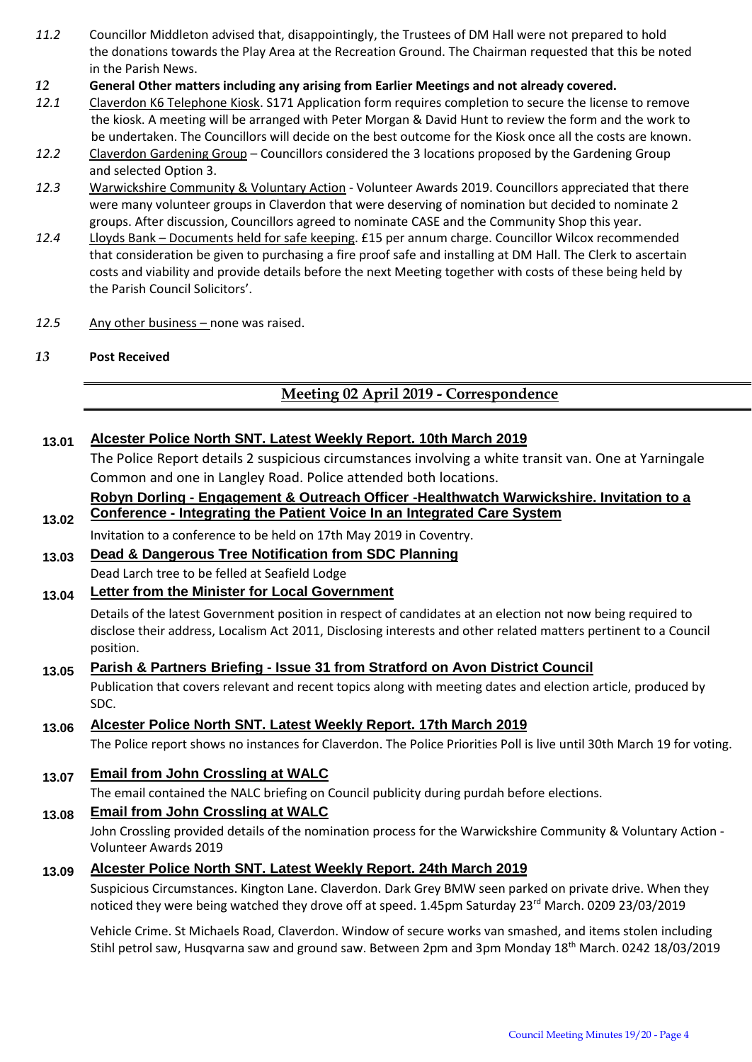*11.2* Councillor Middleton advised that, disappointingly, the Trustees of DM Hall were not prepared to hold the donations towards the Play Area at the Recreation Ground. The Chairman requested that this be noted in the Parish News.

*12* **General Other matters including any arising from Earlier Meetings and not already covered.**

*12.1* Claverdon K6 Telephone Kiosk. S171 Application form requires completion to secure the license to remove the kiosk. A meeting will be arranged with Peter Morgan & David Hunt to review the form and the work to be undertaken. The Councillors will decide on the best outcome for the Kiosk once all the costs are known.

*12.2* Claverdon Gardening Group – Councillors considered the 3 locations proposed by the Gardening Group and selected Option 3.

*12.3* Warwickshire Community & Voluntary Action - Volunteer Awards 2019. Councillors appreciated that there were many volunteer groups in Claverdon that were deserving of nomination but decided to nominate 2 groups. After discussion, Councillors agreed to nominate CASE and the Community Shop this year.

*12.4* Lloyds Bank – Documents held for safe keeping. £15 per annum charge. Councillor Wilcox recommended that consideration be given to purchasing a fire proof safe and installing at DM Hall. The Clerk to ascertain costs and viability and provide details before the next Meeting together with costs of these being held by the Parish Council Solicitors'.

*12.5* Any other business – none was raised.

*13* **Post Received**

## Meeting 02 April 2019 - Correspondence

**13.01** **Alcester Police North SNT. Latest Weekly Report. 10th March 2019**

The Police Report details 2 suspicious circumstances involving a white transit van. One at Yarningale Common and one in Langley Road. Police attended both locations.

**13.02** **Robyn Dorling - Engagement & Outreach Officer -Healthwatch Warwickshire. Invitation to a Conference - Integrating the Patient Voice In an Integrated Care System**

Invitation to a conference to be held on 17th May 2019 in Coventry.

**13.03** **Dead & Dangerous Tree Notification from SDC Planning**

Dead Larch tree to be felled at Seafield Lodge

**13.04** **Letter from the Minister for Local Government**

Details of the latest Government position in respect of candidates at an election not now being required to disclose their address, Localism Act 2011, Disclosing interests and other related matters pertinent to a Council position.

**13.05** **Parish & Partners Briefing - Issue 31 from Stratford on Avon District Council**

Publication that covers relevant and recent topics along with meeting dates and election article, produced by SDC.

**13.06** **Alcester Police North SNT. Latest Weekly Report. 17th March 2019**

The Police report shows no instances for Claverdon. The Police Priorities Poll is live until 30th March 19 for voting.

**13.07** **Email from John Crossling at WALC**

The email contained the NALC briefing on Council publicity during purdah before elections.

**13.08** **Email from John Crossling at WALC**

John Crossling provided details of the nomination process for the Warwickshire Community & Voluntary Action - Volunteer Awards 2019

**13.09** **Alcester Police North SNT. Latest Weekly Report. 24th March 2019**

Suspicious Circumstances. Kington Lane. Claverdon. Dark Grey BMW seen parked on private drive. When they noticed they were being watched they drove off at speed. 1.45pm Saturday 23rd March. 0209 23/03/2019

Vehicle Crime. St Michaels Road, Claverdon. Window of secure works van smashed, and items stolen including Stihl petrol saw, Husqvarna saw and ground saw. Between 2pm and 3pm Monday 18th March. 0242 18/03/2019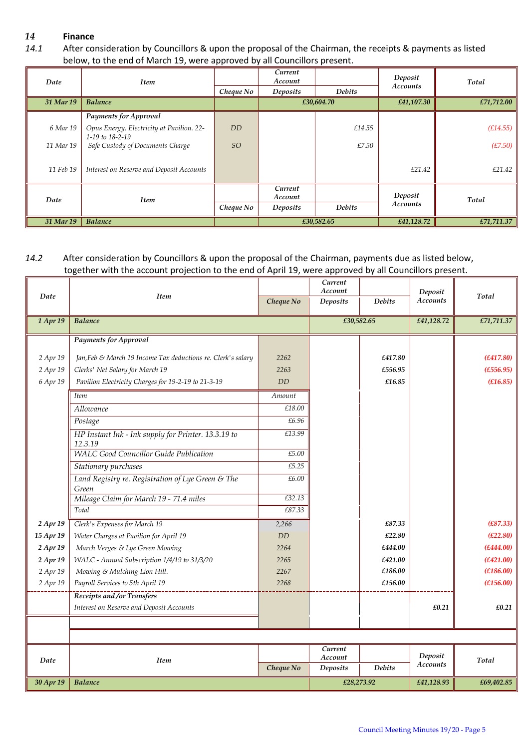## 14 Finance

14.1 After consideration by Councillors & upon the proposal of the Chairman, the receipts & payments as listed below, to the end of March 19, were approved by all Councillors present.

| Date | Item | Cheque No | Current Account Deposits | Debits | Deposit Accounts | Total |
|---|---|---|---|---|---|---|
| **31 Mar 19** | **Balance** | | **£30,604.70** | | **£41,107.30** | **£71,712.00** |
| | **Payments for Approval** | | | | | |
| 6 Mar 19 | Opus Energy. Electricity at Pavilion. 22-1-19 to 18-2-19 | DD | | £14.55 | | (£14.55) |
| 11 Mar 19 | Safe Custody of Documents Charge | SO | | £7.50 | | (£7.50) |
| 11 Feb 19 | Interest on Reserve and Deposit Accounts | | | | £21.42 | £21.42 |
| **31 Mar 19** | **Balance** | | **£30,582.65** | | **£41,128.72** | **£71,711.37** |

14.2 After consideration by Councillors & upon the proposal of the Chairman, payments due as listed below, together with the account projection to the end of April 19, were approved by all Councillors present.

| Date | Item | Cheque No | Current Account Deposits | Debits | Deposit Accounts | Total |
|---|---|---|---|---|---|---|
| **1 Apr 19** | **Balance** | | **£30,582.65** | | **£41,128.72** | **£71,711.37** |
| | **Payments for Approval** | | | | | |
| 2 Apr 19 | Jan,Feb & March 19 Income Tax deductions re. Clerk's salary | 2262 | | **£417.80** | | **(£417.80)** |
| 2 Apr 19 | Clerks' Net Salary for March 19 | 2263 | | **£556.95** | | **(£556.95)** |
| 6 Apr 19 | Pavilion Electricity Charges for 19-2-19 to 21-3-19 | DD | | **£16.85** | | **(£16.85)** |
| **2 Apr 19** | Clerk's Expenses for March 19 | 2,266 | | **£87.33** | | **(£87.33)** |
| **15 Apr 19** | Water Charges at Pavilion for April 19 | DD | | **£22.80** | | **(£22.80)** |
| **2 Apr 19** | March Verges & Lye Green Mowing | 2264 | | **£444.00** | | **(£444.00)** |
| **2 Apr 19** | WALC - Annual Subscription 1/4/19 to 31/3/20 | 2265 | | **£421.00** | | **(£421.00)** |
| 2 Apr 19 | Mowing & Mulching Lion Hill. | 2267 | | **£186.00** | | **(£186.00)** |
| 2 Apr 19 | Payroll Services to 5th April 19 | 2268 | | **£156.00** | | **(£156.00)** |
| | **Receipts and /or Transfers** | | | | | |
| | Interest on Reserve and Deposit Accounts | | | | **£0.21** | **£0.21** |
| **30 Apr 19** | **Balance** | | **£28,273.92** | | **£41,128.93** | **£69,402.85** |

Clerk's Expenses for March 19:

| Item | Amount |
|---|---|
| Allowance | £18.00 |
| Postage | £6.96 |
| HP Instant Ink - Ink supply for Printer. 13.3.19 to 12.3.19 | £13.99 |
| WALC Good Councillor Guide Publication | £5.00 |
| Stationary purchases | £5.25 |
| Land Registry re. Registration of Lye Green & The Green | £6.00 |
| Mileage Claim for March 19 - 71.4 miles | £32.13 |
| Total | £87.33 |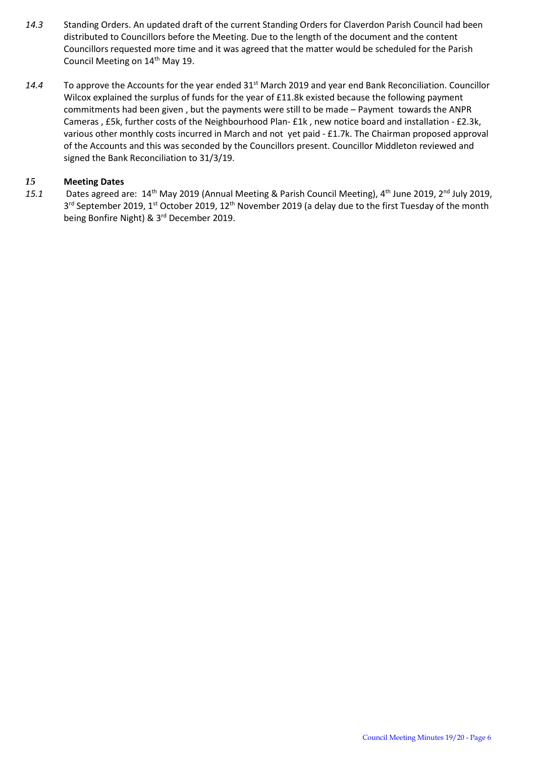*14.3* Standing Orders. An updated draft of the current Standing Orders for Claverdon Parish Council had been distributed to Councillors before the Meeting. Due to the length of the document and the content Councillors requested more time and it was agreed that the matter would be scheduled for the Parish Council Meeting on 14th May 19.

*14.4* To approve the Accounts for the year ended 31st March 2019 and year end Bank Reconciliation. Councillor Wilcox explained the surplus of funds for the year of £11.8k existed because the following payment commitments had been given , but the payments were still to be made – Payment towards the ANPR Cameras , £5k, further costs of the Neighbourhood Plan- £1k , new notice board and installation - £2.3k, various other monthly costs incurred in March and not yet paid - £1.7k. The Chairman proposed approval of the Accounts and this was seconded by the Councillors present. Councillor Middleton reviewed and signed the Bank Reconciliation to 31/3/19.

## *15* Meeting Dates

*15.1* Dates agreed are: 14th May 2019 (Annual Meeting & Parish Council Meeting), 4th June 2019, 2nd July 2019, 3rd September 2019, 1st October 2019, 12th November 2019 (a delay due to the first Tuesday of the month being Bonfire Night) & 3rd December 2019.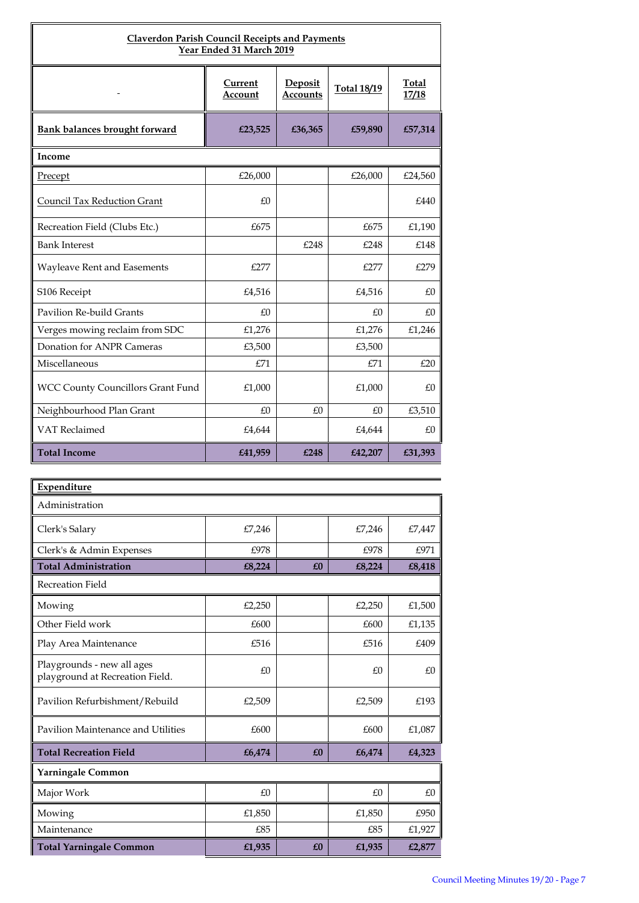**Claverdon Parish Council Receipts and Payments**
**Year Ended 31 March 2019**

| - | Current Account | Deposit Accounts | Total 18/19 | Total 17/18 |
|---|---|---|---|---|
| **Bank balances brought forward** | **£23,525** | **£36,365** | **£59,890** | **£57,314** |
| **Income** | | | | |
| Precept | £26,000 | | £26,000 | £24,560 |
| Council Tax Reduction Grant | £0 | | | £440 |
| Recreation Field (Clubs Etc.) | £675 | | £675 | £1,190 |
| Bank Interest | | £248 | £248 | £148 |
| Wayleave Rent and Easements | £277 | | £277 | £279 |
| S106 Receipt | £4,516 | | £4,516 | £0 |
| Pavilion Re-build Grants | £0 | | £0 | £0 |
| Verges mowing reclaim from SDC | £1,276 | | £1,276 | £1,246 |
| Donation for ANPR Cameras | £3,500 | | £3,500 | |
| Miscellaneous | £71 | | £71 | £20 |
| WCC County Councillors Grant Fund | £1,000 | | £1,000 | £0 |
| Neighbourhood Plan Grant | £0 | £0 | £0 | £3,510 |
| VAT Reclaimed | £4,644 | | £4,644 | £0 |
| **Total Income** | **£41,959** | **£248** | **£42,207** | **£31,393** |

| **Expenditure** | | | | |
|---|---|---|---|---|
| Administration | | | | |
| Clerk's Salary | £7,246 | | £7,246 | £7,447 |
| Clerk's & Admin Expenses | £978 | | £978 | £971 |
| **Total Administration** | **£8,224** | **£0** | **£8,224** | **£8,418** |
| Recreation Field | | | | |
| Mowing | £2,250 | | £2,250 | £1,500 |
| Other Field work | £600 | | £600 | £1,135 |
| Play Area Maintenance | £516 | | £516 | £409 |
| Playgrounds - new all ages playground at Recreation Field. | £0 | | £0 | £0 |
| Pavilion Refurbishment/Rebuild | £2,509 | | £2,509 | £193 |
| Pavilion Maintenance and Utilities | £600 | | £600 | £1,087 |
| **Total Recreation Field** | **£6,474** | **£0** | **£6,474** | **£4,323** |
| **Yarningale Common** | | | | |
| Major Work | £0 | | £0 | £0 |
| Mowing | £1,850 | | £1,850 | £950 |
| Maintenance | £85 | | £85 | £1,927 |
| **Total Yarningale Common** | **£1,935** | **£0** | **£1,935** | **£2,877** |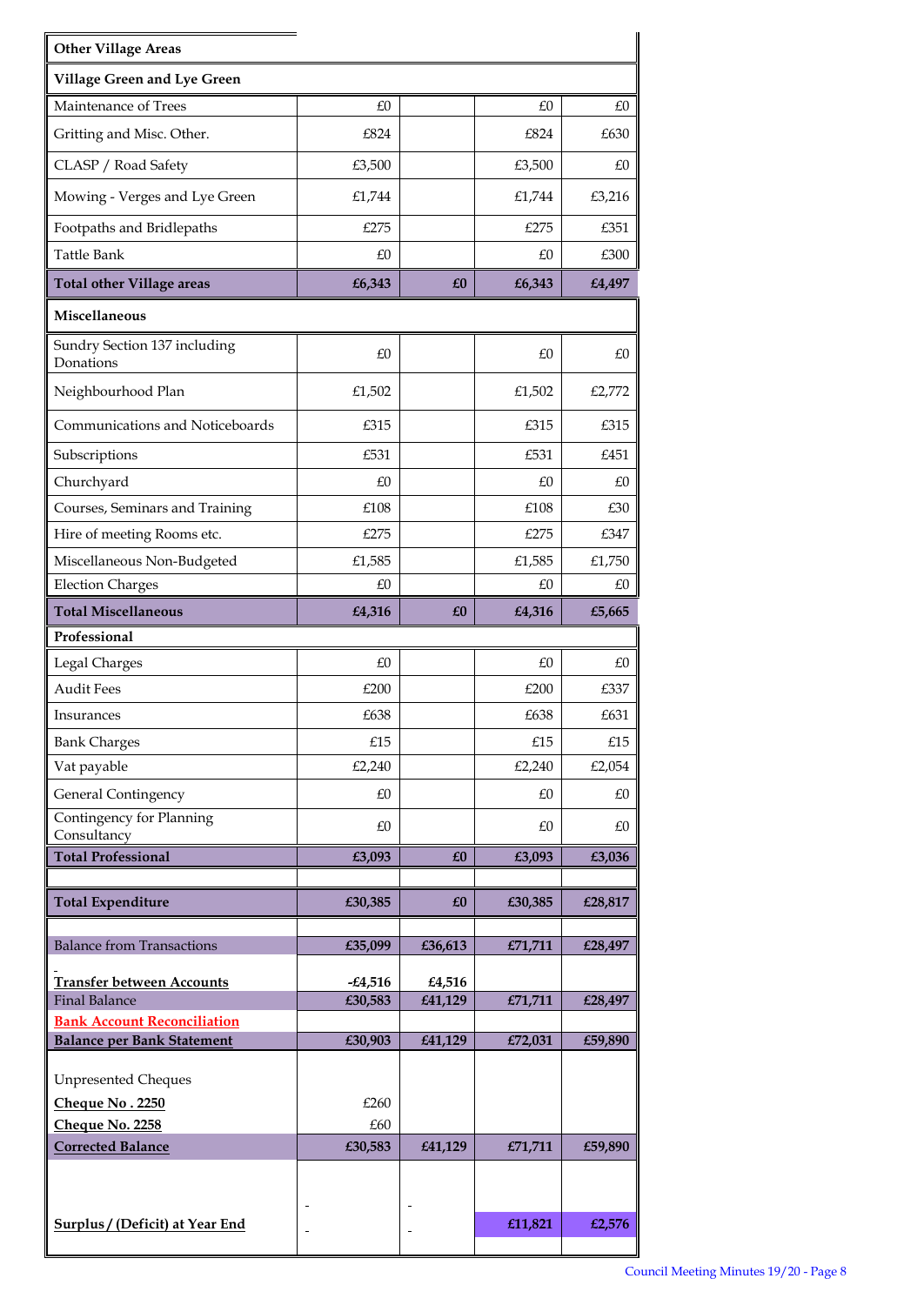| Other Village Areas | | | | |
|---|---|---|---|---|
| **Village Green and Lye Green** | | | | |
| Maintenance of Trees | £0 | | £0 | £0 |
| Gritting and Misc. Other. | £824 | | £824 | £630 |
| CLASP / Road Safety | £3,500 | | £3,500 | £0 |
| Mowing - Verges and Lye Green | £1,744 | | £1,744 | £3,216 |
| Footpaths and Bridlepaths | £275 | | £275 | £351 |
| Tattle Bank | £0 | | £0 | £300 |
| **Total other Village areas** | **£6,343** | **£0** | **£6,343** | **£4,497** |
| **Miscellaneous** | | | | |
| Sundry Section 137 including Donations | £0 | | £0 | £0 |
| Neighbourhood Plan | £1,502 | | £1,502 | £2,772 |
| Communications and Noticeboards | £315 | | £315 | £315 |
| Subscriptions | £531 | | £531 | £451 |
| Churchyard | £0 | | £0 | £0 |
| Courses, Seminars and Training | £108 | | £108 | £30 |
| Hire of meeting Rooms etc. | £275 | | £275 | £347 |
| Miscellaneous Non-Budgeted | £1,585 | | £1,585 | £1,750 |
| Election Charges | £0 | | £0 | £0 |
| **Total Miscellaneous** | **£4,316** | **£0** | **£4,316** | **£5,665** |
| **Professional** | | | | |
| Legal Charges | £0 | | £0 | £0 |
| Audit Fees | £200 | | £200 | £337 |
| Insurances | £638 | | £638 | £631 |
| Bank Charges | £15 | | £15 | £15 |
| Vat payable | £2,240 | | £2,240 | £2,054 |
| General Contingency | £0 | | £0 | £0 |
| Contingency for Planning Consultancy | £0 | | £0 | £0 |
| **Total Professional** | **£3,093** | **£0** | **£3,093** | **£3,036** |
| | | | | |
| **Total Expenditure** | **£30,385** | **£0** | **£30,385** | **£28,817** |
| | | | | |
| Balance from Transactions | **£35,099** | **£36,613** | **£71,711** | **£28,497** |
| **Transfer between Accounts** | **-£4,516** | **£4,516** | | |
| Final Balance | **£30,583** | **£41,129** | **£71,711** | **£28,497** |
| **Bank Account Reconciliation** | | | | |
| **Balance per Bank Statement** | **£30,903** | **£41,129** | **£72,031** | **£59,890** |
| Unpresented Cheques | | | | |
| **Cheque No . 2250** | £260 | | | |
| **Cheque No. 2258** | £60 | | | |
| **Corrected Balance** | **£30,583** | **£41,129** | **£71,711** | **£59,890** |
| | | | | |
| **Surplus / (Deficit) at Year End** | - | - | **£11,821** | **£2,576** |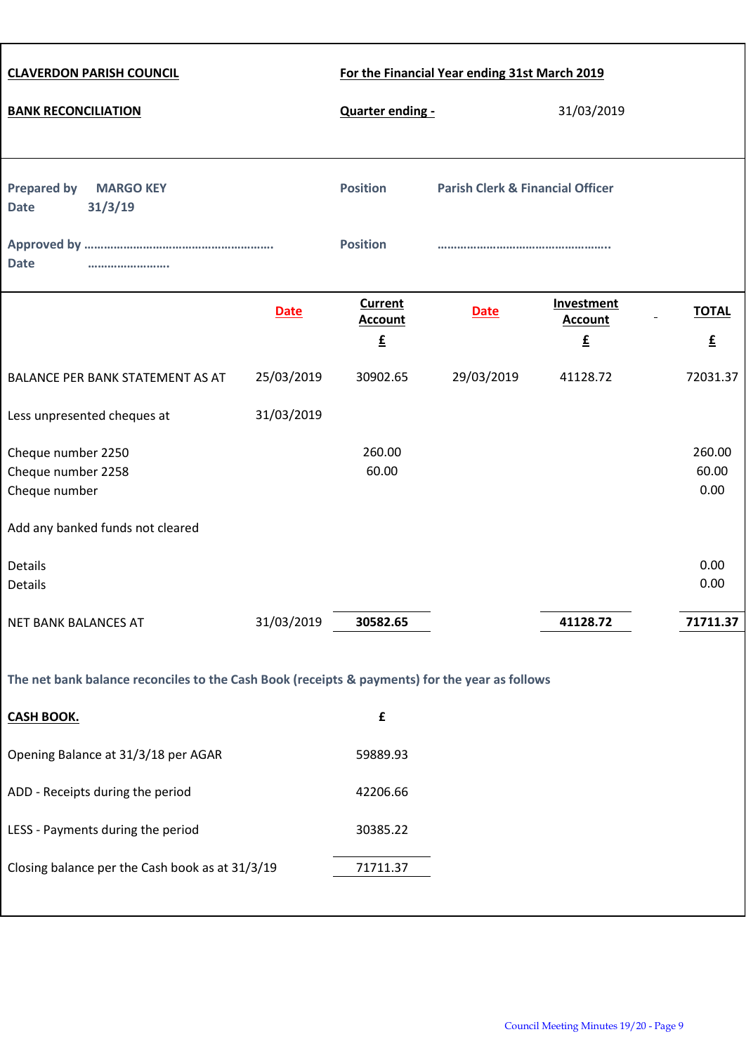**CLAVERDON PARISH COUNCIL** | **For the Financial Year ending 31st March 2019**

**BANK RECONCILIATION** | **Quarter ending -** 31/03/2019

**Prepared by** MARGO KEY | **Position** Parish Clerk & Financial Officer
**Date** 31/3/19

**Approved by** ………………………………………………… | **Position** ……………………………………………..
**Date** ……………………

| | Date | Current Account £ | Date | Investment Account £ | TOTAL £ |
|---|---|---|---|---|---|
| BALANCE PER BANK STATEMENT AS AT | 25/03/2019 | 30902.65 | 29/03/2019 | 41128.72 | 72031.37 |
| Less unpresented cheques at | 31/03/2019 | | | | |
| Cheque number 2250 | | 260.00 | | | 260.00 |
| Cheque number 2258 | | 60.00 | | | 60.00 |
| Cheque number | | | | | 0.00 |
| Add any banked funds not cleared | | | | | |
| Details | | | | | 0.00 |
| Details | | | | | 0.00 |
| NET BANK BALANCES AT | 31/03/2019 | **30582.65** | | **41128.72** | **71711.37** |

**The net bank balance reconciles to the Cash Book (receipts & payments) for the year as follows**

| CASH BOOK. | £ |
|---|---|
| Opening Balance at 31/3/18 per AGAR | 59889.93 |
| ADD - Receipts during the period | 42206.66 |
| LESS - Payments during the period | 30385.22 |
| Closing balance per the Cash book as at 31/3/19 | 71711.37 |